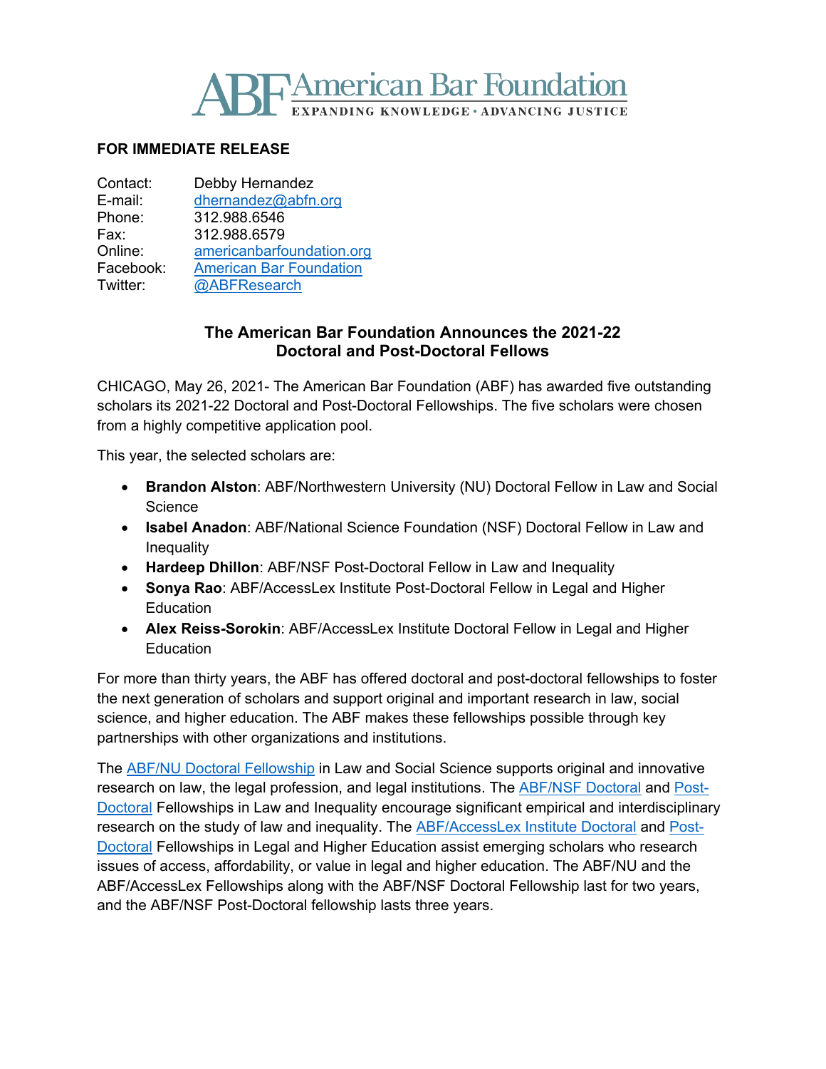**FOR IMMEDIATE RELEASE**

Contact: Debby Hernandez
E-mail: dhernandez@abfn.org
Phone: 312.988.6546
Fax: 312.988.6579
Online: americanbarfoundation.org
Facebook: American Bar Foundation
Twitter: @ABFResearch

## The American Bar Foundation Announces the 2021-22 Doctoral and Post-Doctoral Fellows

CHICAGO, May 26, 2021- The American Bar Foundation (ABF) has awarded five outstanding scholars its 2021-22 Doctoral and Post-Doctoral Fellowships. The five scholars were chosen from a highly competitive application pool.

This year, the selected scholars are:

- **Brandon Alston**: ABF/Northwestern University (NU) Doctoral Fellow in Law and Social Science
- **Isabel Anadon**: ABF/National Science Foundation (NSF) Doctoral Fellow in Law and Inequality
- **Hardeep Dhillon**: ABF/NSF Post-Doctoral Fellow in Law and Inequality
- **Sonya Rao**: ABF/AccessLex Institute Post-Doctoral Fellow in Legal and Higher Education
- **Alex Reiss-Sorokin**: ABF/AccessLex Institute Doctoral Fellow in Legal and Higher Education

For more than thirty years, the ABF has offered doctoral and post-doctoral fellowships to foster the next generation of scholars and support original and important research in law, social science, and higher education. The ABF makes these fellowships possible through key partnerships with other organizations and institutions.

The ABF/NU Doctoral Fellowship in Law and Social Science supports original and innovative research on law, the legal profession, and legal institutions. The ABF/NSF Doctoral and Post-Doctoral Fellowships in Law and Inequality encourage significant empirical and interdisciplinary research on the study of law and inequality. The ABF/AccessLex Institute Doctoral and Post-Doctoral Fellowships in Legal and Higher Education assist emerging scholars who research issues of access, affordability, or value in legal and higher education. The ABF/NU and the ABF/AccessLex Fellowships along with the ABF/NSF Doctoral Fellowship last for two years, and the ABF/NSF Post-Doctoral fellowship lasts three years.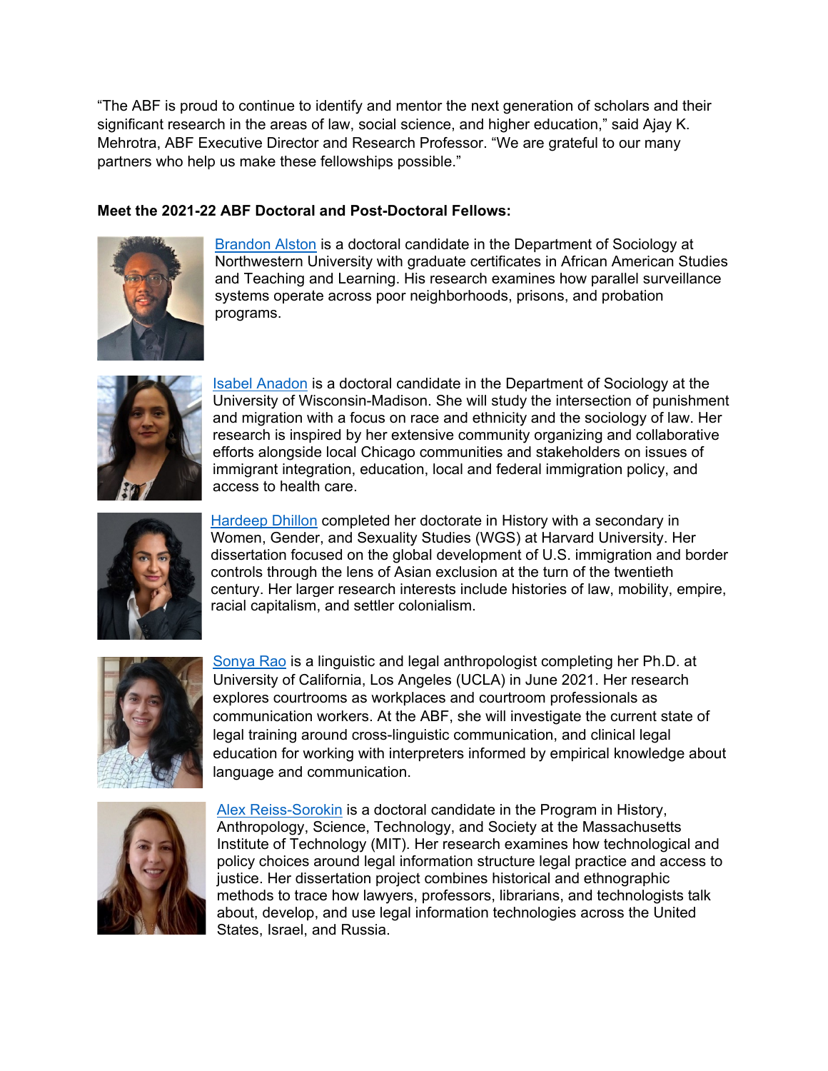"The ABF is proud to continue to identify and mentor the next generation of scholars and their significant research in the areas of law, social science, and higher education," said Ajay K. Mehrotra, ABF Executive Director and Research Professor. "We are grateful to our many partners who help us make these fellowships possible."

**Meet the 2021-22 ABF Doctoral and Post-Doctoral Fellows:**

Brandon Alston is a doctoral candidate in the Department of Sociology at Northwestern University with graduate certificates in African American Studies and Teaching and Learning. His research examines how parallel surveillance systems operate across poor neighborhoods, prisons, and probation programs.

Isabel Anadon is a doctoral candidate in the Department of Sociology at the University of Wisconsin-Madison. She will study the intersection of punishment and migration with a focus on race and ethnicity and the sociology of law. Her research is inspired by her extensive community organizing and collaborative efforts alongside local Chicago communities and stakeholders on issues of immigrant integration, education, local and federal immigration policy, and access to health care.

Hardeep Dhillon completed her doctorate in History with a secondary in Women, Gender, and Sexuality Studies (WGS) at Harvard University. Her dissertation focused on the global development of U.S. immigration and border controls through the lens of Asian exclusion at the turn of the twentieth century. Her larger research interests include histories of law, mobility, empire, racial capitalism, and settler colonialism.

Sonya Rao is a linguistic and legal anthropologist completing her Ph.D. at University of California, Los Angeles (UCLA) in June 2021. Her research explores courtrooms as workplaces and courtroom professionals as communication workers. At the ABF, she will investigate the current state of legal training around cross-linguistic communication, and clinical legal education for working with interpreters informed by empirical knowledge about language and communication.

Alex Reiss-Sorokin is a doctoral candidate in the Program in History, Anthropology, Science, Technology, and Society at the Massachusetts Institute of Technology (MIT). Her research examines how technological and policy choices around legal information structure legal practice and access to justice. Her dissertation project combines historical and ethnographic methods to trace how lawyers, professors, librarians, and technologists talk about, develop, and use legal information technologies across the United States, Israel, and Russia.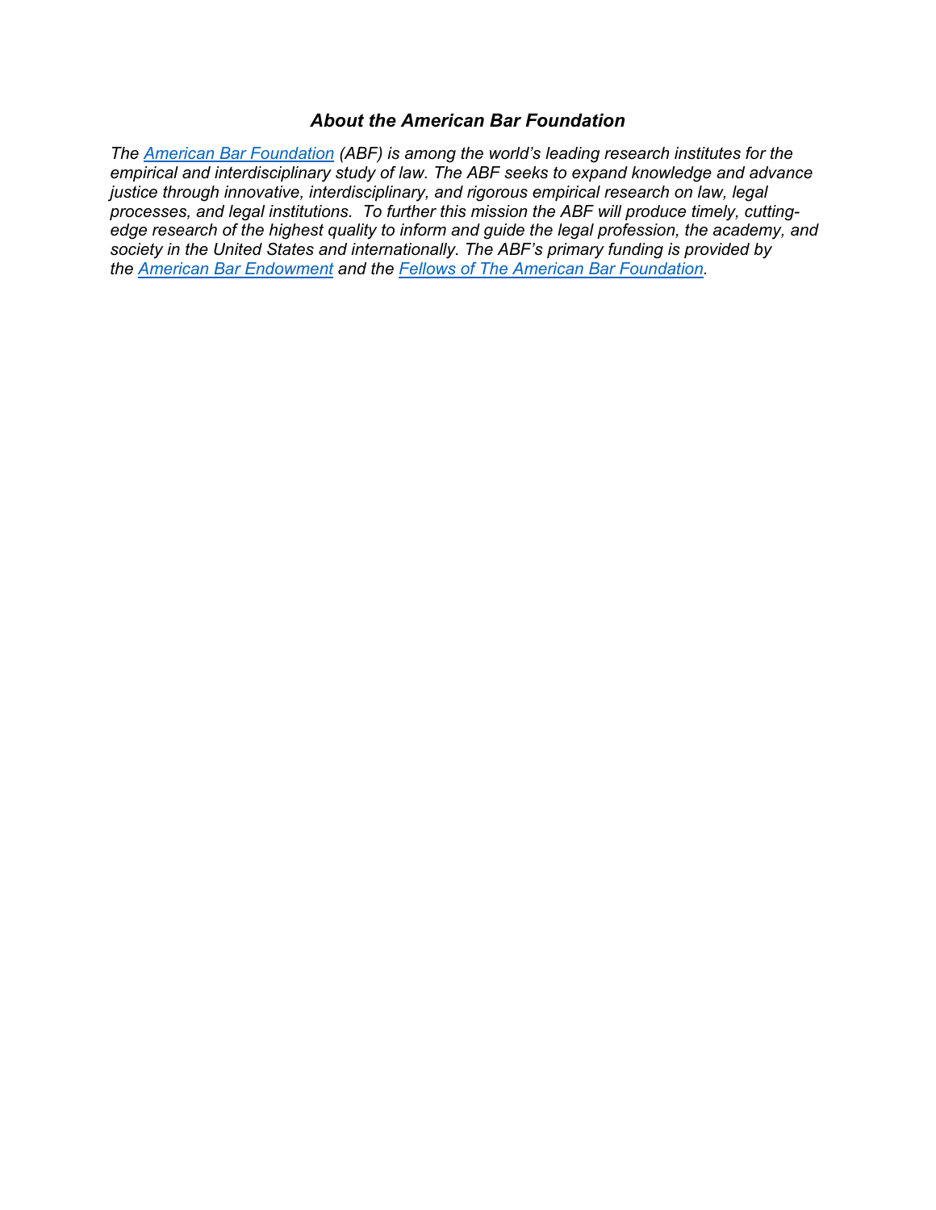### *About the American Bar Foundation*

*The American Bar Foundation (ABF) is among the world's leading research institutes for the empirical and interdisciplinary study of law. The ABF seeks to expand knowledge and advance justice through innovative, interdisciplinary, and rigorous empirical research on law, legal processes, and legal institutions. To further this mission the ABF will produce timely, cutting-edge research of the highest quality to inform and guide the legal profession, the academy, and society in the United States and internationally. The ABF's primary funding is provided by the American Bar Endowment and the Fellows of The American Bar Foundation.*